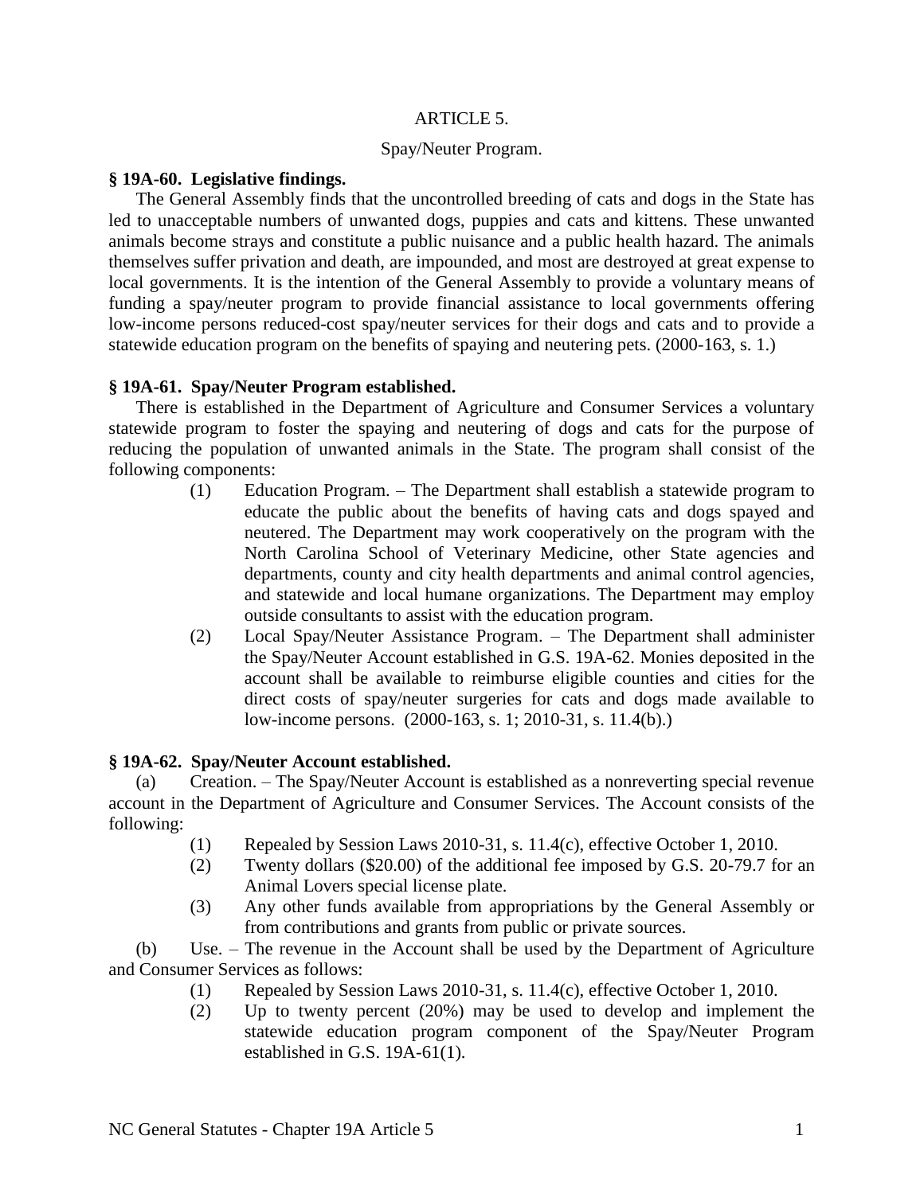# ARTICLE 5.

## Spay/Neuter Program.

**§ 19A-60. Legislative findings.**

The General Assembly finds that the uncontrolled breeding of cats and dogs in the State has led to unacceptable numbers of unwanted dogs, puppies and cats and kittens. These unwanted animals become strays and constitute a public nuisance and a public health hazard. The animals themselves suffer privation and death, are impounded, and most are destroyed at great expense to local governments. It is the intention of the General Assembly to provide a voluntary means of funding a spay/neuter program to provide financial assistance to local governments offering low-income persons reduced-cost spay/neuter services for their dogs and cats and to provide a statewide education program on the benefits of spaying and neutering pets. (2000-163, s. 1.)

**§ 19A-61. Spay/Neuter Program established.**

There is established in the Department of Agriculture and Consumer Services a voluntary statewide program to foster the spaying and neutering of dogs and cats for the purpose of reducing the population of unwanted animals in the State. The program shall consist of the following components:

- (1) Education Program. – The Department shall establish a statewide program to educate the public about the benefits of having cats and dogs spayed and neutered. The Department may work cooperatively on the program with the North Carolina School of Veterinary Medicine, other State agencies and departments, county and city health departments and animal control agencies, and statewide and local humane organizations. The Department may employ outside consultants to assist with the education program.
- (2) Local Spay/Neuter Assistance Program. – The Department shall administer the Spay/Neuter Account established in G.S. 19A-62. Monies deposited in the account shall be available to reimburse eligible counties and cities for the direct costs of spay/neuter surgeries for cats and dogs made available to low-income persons. (2000-163, s. 1; 2010-31, s. 11.4(b).)

**§ 19A-62. Spay/Neuter Account established.**

(a) Creation. – The Spay/Neuter Account is established as a nonreverting special revenue account in the Department of Agriculture and Consumer Services. The Account consists of the following:

- (1) Repealed by Session Laws 2010-31, s. 11.4(c), effective October 1, 2010.
- (2) Twenty dollars ($20.00) of the additional fee imposed by G.S. 20-79.7 for an Animal Lovers special license plate.
- (3) Any other funds available from appropriations by the General Assembly or from contributions and grants from public or private sources.

(b) Use. – The revenue in the Account shall be used by the Department of Agriculture and Consumer Services as follows:

- (1) Repealed by Session Laws 2010-31, s. 11.4(c), effective October 1, 2010.
- (2) Up to twenty percent (20%) may be used to develop and implement the statewide education program component of the Spay/Neuter Program established in G.S. 19A-61(1).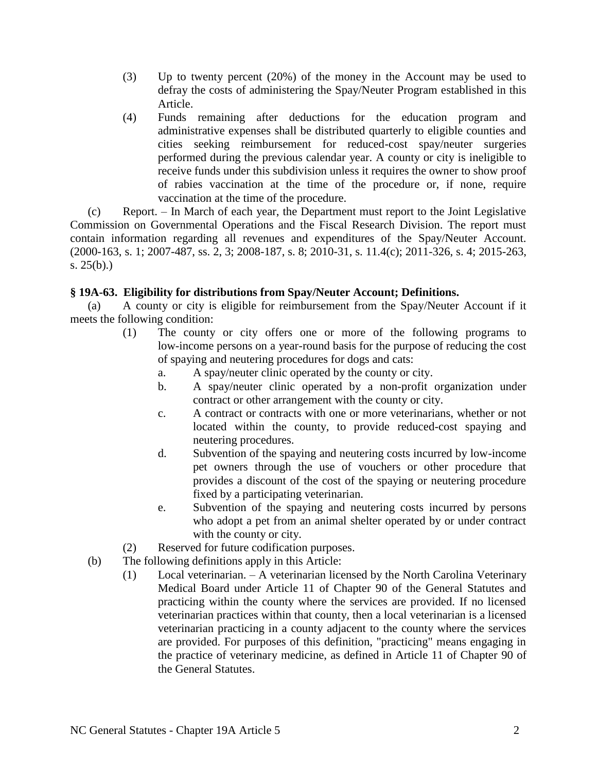(3) Up to twenty percent (20%) of the money in the Account may be used to defray the costs of administering the Spay/Neuter Program established in this Article.

(4) Funds remaining after deductions for the education program and administrative expenses shall be distributed quarterly to eligible counties and cities seeking reimbursement for reduced-cost spay/neuter surgeries performed during the previous calendar year. A county or city is ineligible to receive funds under this subdivision unless it requires the owner to show proof of rabies vaccination at the time of the procedure or, if none, require vaccination at the time of the procedure.

(c) Report. – In March of each year, the Department must report to the Joint Legislative Commission on Governmental Operations and the Fiscal Research Division. The report must contain information regarding all revenues and expenditures of the Spay/Neuter Account. (2000-163, s. 1; 2007-487, ss. 2, 3; 2008-187, s. 8; 2010-31, s. 11.4(c); 2011-326, s. 4; 2015-263, s. 25(b).)

**§ 19A-63. Eligibility for distributions from Spay/Neuter Account; Definitions.**

(a) A county or city is eligible for reimbursement from the Spay/Neuter Account if it meets the following condition:

(1) The county or city offers one or more of the following programs to low-income persons on a year-round basis for the purpose of reducing the cost of spaying and neutering procedures for dogs and cats:

a. A spay/neuter clinic operated by the county or city.

b. A spay/neuter clinic operated by a non-profit organization under contract or other arrangement with the county or city.

c. A contract or contracts with one or more veterinarians, whether or not located within the county, to provide reduced-cost spaying and neutering procedures.

d. Subvention of the spaying and neutering costs incurred by low-income pet owners through the use of vouchers or other procedure that provides a discount of the cost of the spaying or neutering procedure fixed by a participating veterinarian.

e. Subvention of the spaying and neutering costs incurred by persons who adopt a pet from an animal shelter operated by or under contract with the county or city.

(2) Reserved for future codification purposes.

(b) The following definitions apply in this Article:

(1) Local veterinarian. – A veterinarian licensed by the North Carolina Veterinary Medical Board under Article 11 of Chapter 90 of the General Statutes and practicing within the county where the services are provided. If no licensed veterinarian practices within that county, then a local veterinarian is a licensed veterinarian practicing in a county adjacent to the county where the services are provided. For purposes of this definition, "practicing" means engaging in the practice of veterinary medicine, as defined in Article 11 of Chapter 90 of the General Statutes.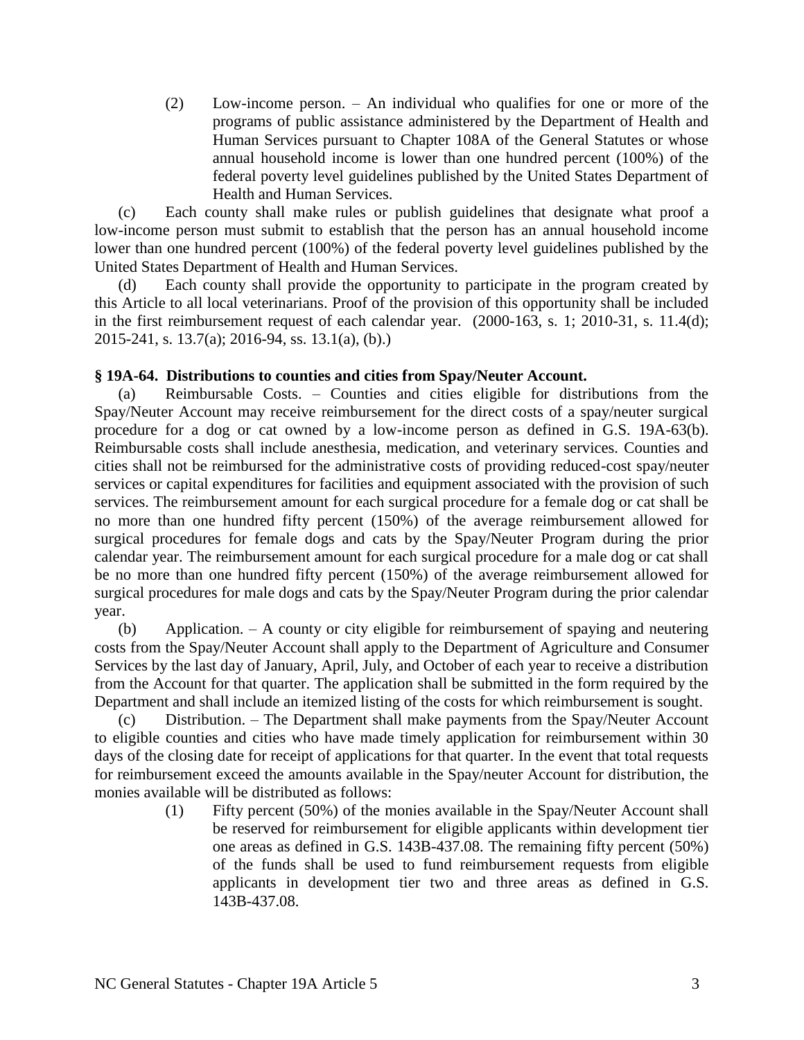(2) Low-income person. – An individual who qualifies for one or more of the programs of public assistance administered by the Department of Health and Human Services pursuant to Chapter 108A of the General Statutes or whose annual household income is lower than one hundred percent (100%) of the federal poverty level guidelines published by the United States Department of Health and Human Services.

(c) Each county shall make rules or publish guidelines that designate what proof a low-income person must submit to establish that the person has an annual household income lower than one hundred percent (100%) of the federal poverty level guidelines published by the United States Department of Health and Human Services.

(d) Each county shall provide the opportunity to participate in the program created by this Article to all local veterinarians. Proof of the provision of this opportunity shall be included in the first reimbursement request of each calendar year. (2000-163, s. 1; 2010-31, s. 11.4(d); 2015-241, s. 13.7(a); 2016-94, ss. 13.1(a), (b).)

**§ 19A-64. Distributions to counties and cities from Spay/Neuter Account.**

(a) Reimbursable Costs. – Counties and cities eligible for distributions from the Spay/Neuter Account may receive reimbursement for the direct costs of a spay/neuter surgical procedure for a dog or cat owned by a low-income person as defined in G.S. 19A-63(b). Reimbursable costs shall include anesthesia, medication, and veterinary services. Counties and cities shall not be reimbursed for the administrative costs of providing reduced-cost spay/neuter services or capital expenditures for facilities and equipment associated with the provision of such services. The reimbursement amount for each surgical procedure for a female dog or cat shall be no more than one hundred fifty percent (150%) of the average reimbursement allowed for surgical procedures for female dogs and cats by the Spay/Neuter Program during the prior calendar year. The reimbursement amount for each surgical procedure for a male dog or cat shall be no more than one hundred fifty percent (150%) of the average reimbursement allowed for surgical procedures for male dogs and cats by the Spay/Neuter Program during the prior calendar year.

(b) Application. – A county or city eligible for reimbursement of spaying and neutering costs from the Spay/Neuter Account shall apply to the Department of Agriculture and Consumer Services by the last day of January, April, July, and October of each year to receive a distribution from the Account for that quarter. The application shall be submitted in the form required by the Department and shall include an itemized listing of the costs for which reimbursement is sought.

(c) Distribution. – The Department shall make payments from the Spay/Neuter Account to eligible counties and cities who have made timely application for reimbursement within 30 days of the closing date for receipt of applications for that quarter. In the event that total requests for reimbursement exceed the amounts available in the Spay/neuter Account for distribution, the monies available will be distributed as follows:

(1) Fifty percent (50%) of the monies available in the Spay/Neuter Account shall be reserved for reimbursement for eligible applicants within development tier one areas as defined in G.S. 143B-437.08. The remaining fifty percent (50%) of the funds shall be used to fund reimbursement requests from eligible applicants in development tier two and three areas as defined in G.S. 143B-437.08.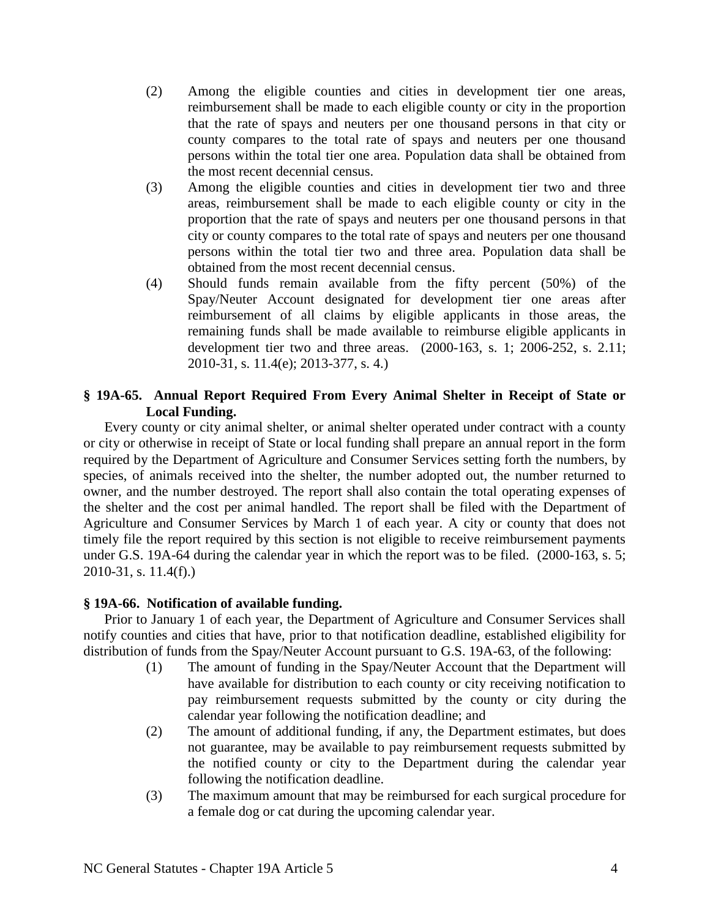(2) Among the eligible counties and cities in development tier one areas, reimbursement shall be made to each eligible county or city in the proportion that the rate of spays and neuters per one thousand persons in that city or county compares to the total rate of spays and neuters per one thousand persons within the total tier one area. Population data shall be obtained from the most recent decennial census.

(3) Among the eligible counties and cities in development tier two and three areas, reimbursement shall be made to each eligible county or city in the proportion that the rate of spays and neuters per one thousand persons in that city or county compares to the total rate of spays and neuters per one thousand persons within the total tier two and three area. Population data shall be obtained from the most recent decennial census.

(4) Should funds remain available from the fifty percent (50%) of the Spay/Neuter Account designated for development tier one areas after reimbursement of all claims by eligible applicants in those areas, the remaining funds shall be made available to reimburse eligible applicants in development tier two and three areas. (2000-163, s. 1; 2006-252, s. 2.11; 2010-31, s. 11.4(e); 2013-377, s. 4.)

### § 19A-65. Annual Report Required From Every Animal Shelter in Receipt of State or Local Funding.

Every county or city animal shelter, or animal shelter operated under contract with a county or city or otherwise in receipt of State or local funding shall prepare an annual report in the form required by the Department of Agriculture and Consumer Services setting forth the numbers, by species, of animals received into the shelter, the number adopted out, the number returned to owner, and the number destroyed. The report shall also contain the total operating expenses of the shelter and the cost per animal handled. The report shall be filed with the Department of Agriculture and Consumer Services by March 1 of each year. A city or county that does not timely file the report required by this section is not eligible to receive reimbursement payments under G.S. 19A-64 during the calendar year in which the report was to be filed. (2000-163, s. 5; 2010-31, s. 11.4(f).)

### § 19A-66. Notification of available funding.

Prior to January 1 of each year, the Department of Agriculture and Consumer Services shall notify counties and cities that have, prior to that notification deadline, established eligibility for distribution of funds from the Spay/Neuter Account pursuant to G.S. 19A-63, of the following:

(1) The amount of funding in the Spay/Neuter Account that the Department will have available for distribution to each county or city receiving notification to pay reimbursement requests submitted by the county or city during the calendar year following the notification deadline; and

(2) The amount of additional funding, if any, the Department estimates, but does not guarantee, may be available to pay reimbursement requests submitted by the notified county or city to the Department during the calendar year following the notification deadline.

(3) The maximum amount that may be reimbursed for each surgical procedure for a female dog or cat during the upcoming calendar year.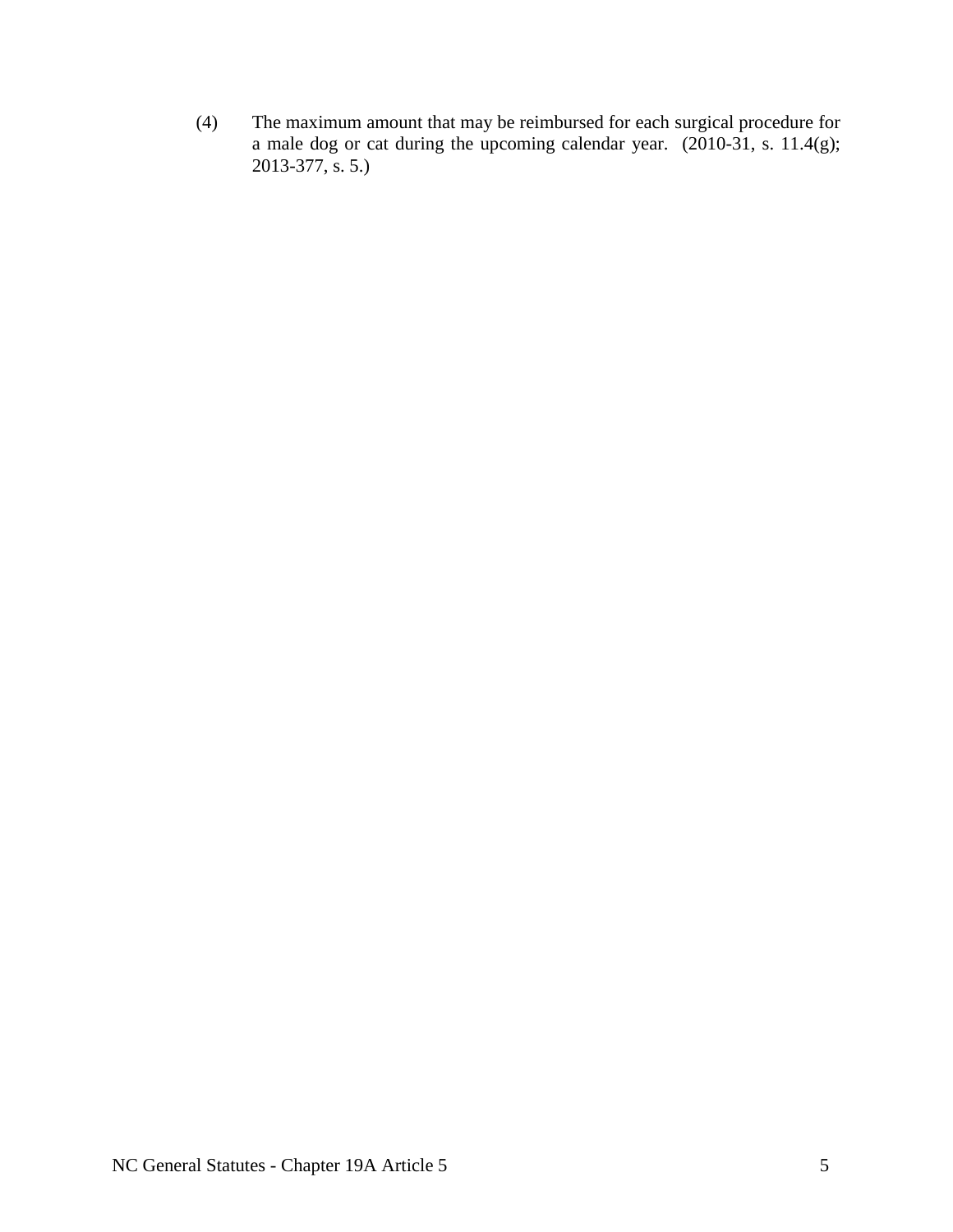(4) The maximum amount that may be reimbursed for each surgical procedure for a male dog or cat during the upcoming calendar year. (2010-31, s. 11.4(g); 2013-377, s. 5.)